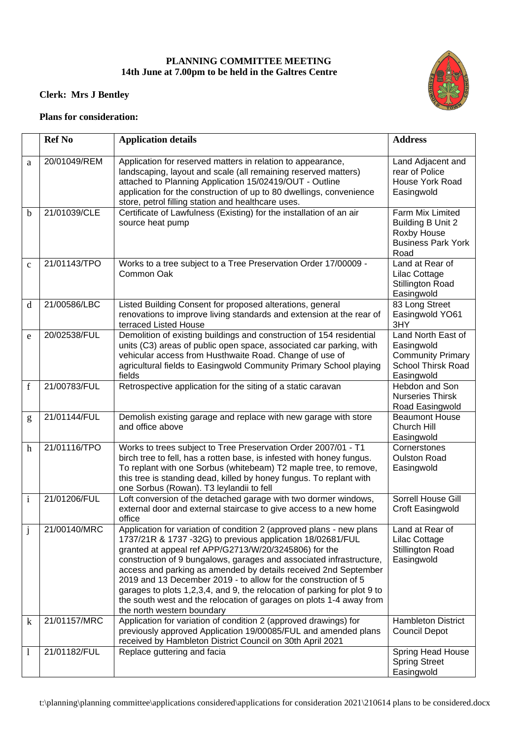**PLANNING COMMITTEE MEETING**
**14th June at 7.00pm to be held in the Galtres Centre**

**Clerk: Mrs J Bentley**

**Plans for consideration:**

| | Ref No | Application details | Address |
|---|---|---|---|
| a | 20/01049/REM | Application for reserved matters in relation to appearance, landscaping, layout and scale (all remaining reserved matters) attached to Planning Application 15/02419/OUT - Outline application for the construction of up to 80 dwellings, convenience store, petrol filling station and healthcare uses. | Land Adjacent and rear of Police House York Road Easingwold |
| b | 21/01039/CLE | Certificate of Lawfulness (Existing) for the installation of an air source heat pump | Farm Mix Limited Building B Unit 2 Roxby House Business Park York Road |
| c | 21/01143/TPO | Works to a tree subject to a Tree Preservation Order 17/00009 - Common Oak | Land at Rear of Lilac Cottage Stillington Road Easingwold |
| d | 21/00586/LBC | Listed Building Consent for proposed alterations, general renovations to improve living standards and extension at the rear of terraced Listed House | 83 Long Street Easingwold YO61 3HY |
| e | 20/02538/FUL | Demolition of existing buildings and construction of 154 residential units (C3) areas of public open space, associated car parking, with vehicular access from Husthwaite Road. Change of use of agricultural fields to Easingwold Community Primary School playing fields | Land North East of Easingwold Community Primary School Thirsk Road Easingwold |
| f | 21/00783/FUL | Retrospective application for the siting of a static caravan | Hebdon and Son Nurseries Thirsk Road Easingwold |
| g | 21/01144/FUL | Demolish existing garage and replace with new garage with store and office above | Beaumont House Church Hill Easingwold |
| h | 21/01116/TPO | Works to trees subject to Tree Preservation Order 2007/01 - T1 birch tree to fell, has a rotten base, is infested with honey fungus. To replant with one Sorbus (whitebeam) T2 maple tree, to remove, this tree is standing dead, killed by honey fungus. To replant with one Sorbus (Rowan). T3 leylandii to fell | Cornerstones Oulston Road Easingwold |
| i | 21/01206/FUL | Loft conversion of the detached garage with two dormer windows, external door and external staircase to give access to a new home office | Sorrell House Gill Croft Easingwold |
| j | 21/00140/MRC | Application for variation of condition 2 (approved plans - new plans 1737/21R & 1737 -32G) to previous application 18/02681/FUL granted at appeal ref APP/G2713/W/20/3245806) for the construction of 9 bungalows, garages and associated infrastructure, access and parking as amended by details received 2nd September 2019 and 13 December 2019 - to allow for the construction of 5 garages to plots 1,2,3,4, and 9, the relocation of parking for plot 9 to the south west and the relocation of garages on plots 1-4 away from the north western boundary | Land at Rear of Lilac Cottage Stillington Road Easingwold |
| k | 21/01157/MRC | Application for variation of condition 2 (approved drawings) for previously approved Application 19/00085/FUL and amended plans received by Hambleton District Council on 30th April 2021 | Hambleton District Council Depot |
| l | 21/01182/FUL | Replace guttering and facia | Spring Head House Spring Street Easingwold |

t:\planning\planning committee\applications considered\applications for consideration 2021\210614 plans to be considered.docx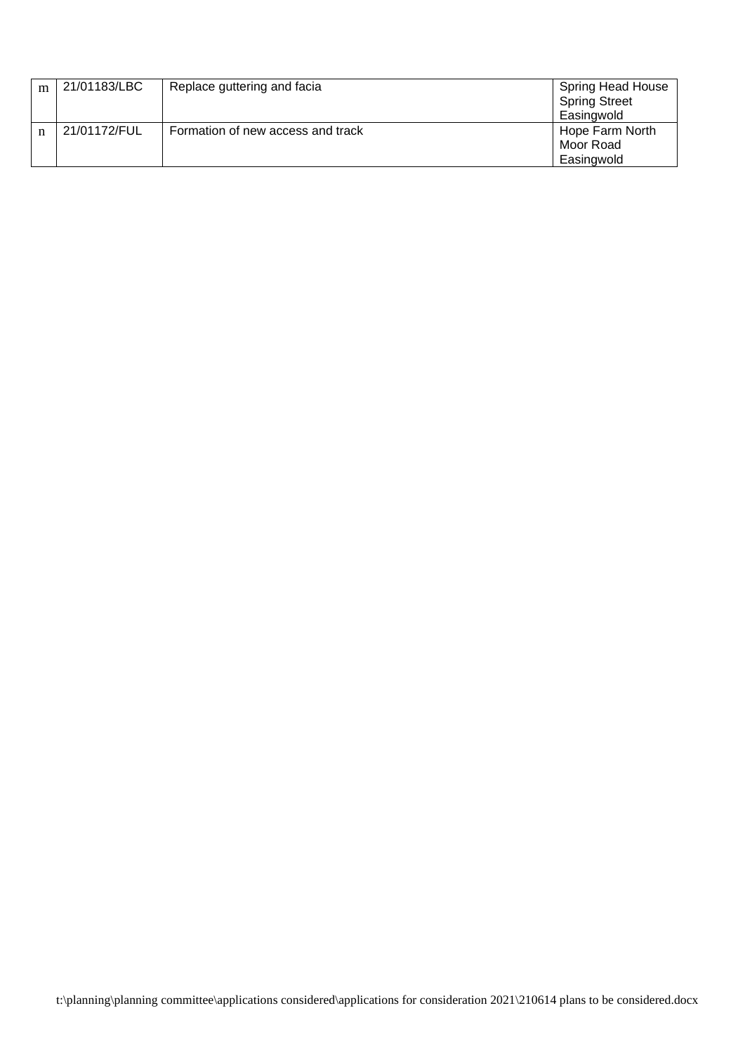| | | | |
|---|---|---|---|
| m | 21/01183/LBC | Replace guttering and facia | Spring Head House<br>Spring Street<br>Easingwold |
| n | 21/01172/FUL | Formation of new access and track | Hope Farm North<br>Moor Road<br>Easingwold |

t:\planning\planning committee\applications considered\applications for consideration 2021\210614 plans to be considered.docx